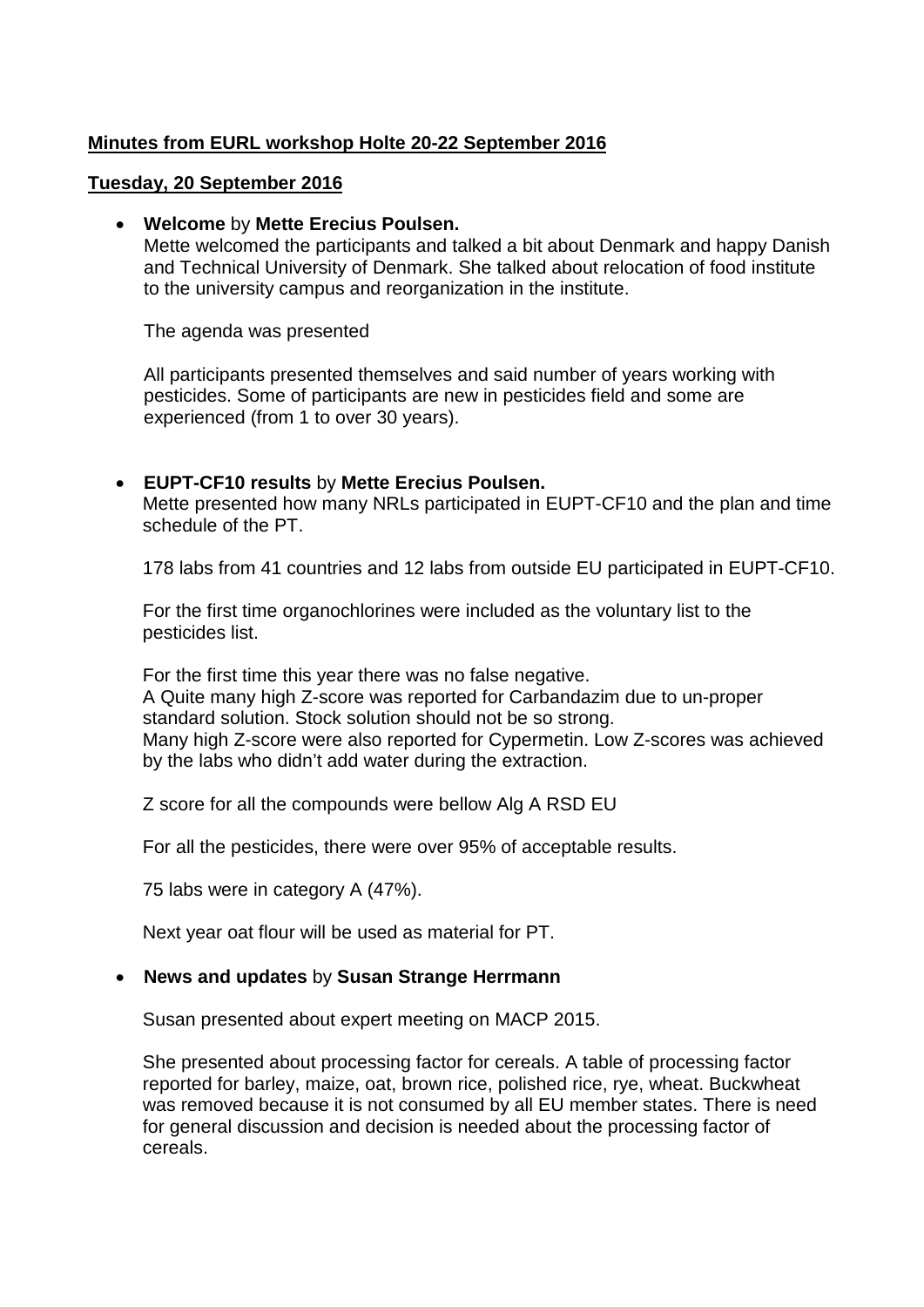**Minutes from EURL workshop Holte 20-22 September 2016**

**Tuesday, 20 September 2016**

- **Welcome** by **Mette Erecius Poulsen.**
  Mette welcomed the participants and talked a bit about Denmark and happy Danish and Technical University of Denmark. She talked about relocation of food institute to the university campus and reorganization in the institute.

  The agenda was presented

  All participants presented themselves and said number of years working with pesticides. Some of participants are new in pesticides field and some are experienced (from 1 to over 30 years).

- **EUPT-CF10 results** by **Mette Erecius Poulsen.**
  Mette presented how many NRLs participated in EUPT-CF10 and the plan and time schedule of the PT.

  178 labs from 41 countries and 12 labs from outside EU participated in EUPT-CF10.

  For the first time organochlorines were included as the voluntary list to the pesticides list.

  For the first time this year there was no false negative.
  A Quite many high Z-score was reported for Carbandazim due to un-proper standard solution. Stock solution should not be so strong.
  Many high Z-score were also reported for Cypermetin. Low Z-scores was achieved by the labs who didn't add water during the extraction.

  Z score for all the compounds were bellow Alg A RSD EU

  For all the pesticides, there were over 95% of acceptable results.

  75 labs were in category A (47%).

  Next year oat flour will be used as material for PT.

- **News and updates** by **Susan Strange Herrmann**

  Susan presented about expert meeting on MACP 2015.

  She presented about processing factor for cereals. A table of processing factor reported for barley, maize, oat, brown rice, polished rice, rye, wheat. Buckwheat was removed because it is not consumed by all EU member states. There is need for general discussion and decision is needed about the processing factor of cereals.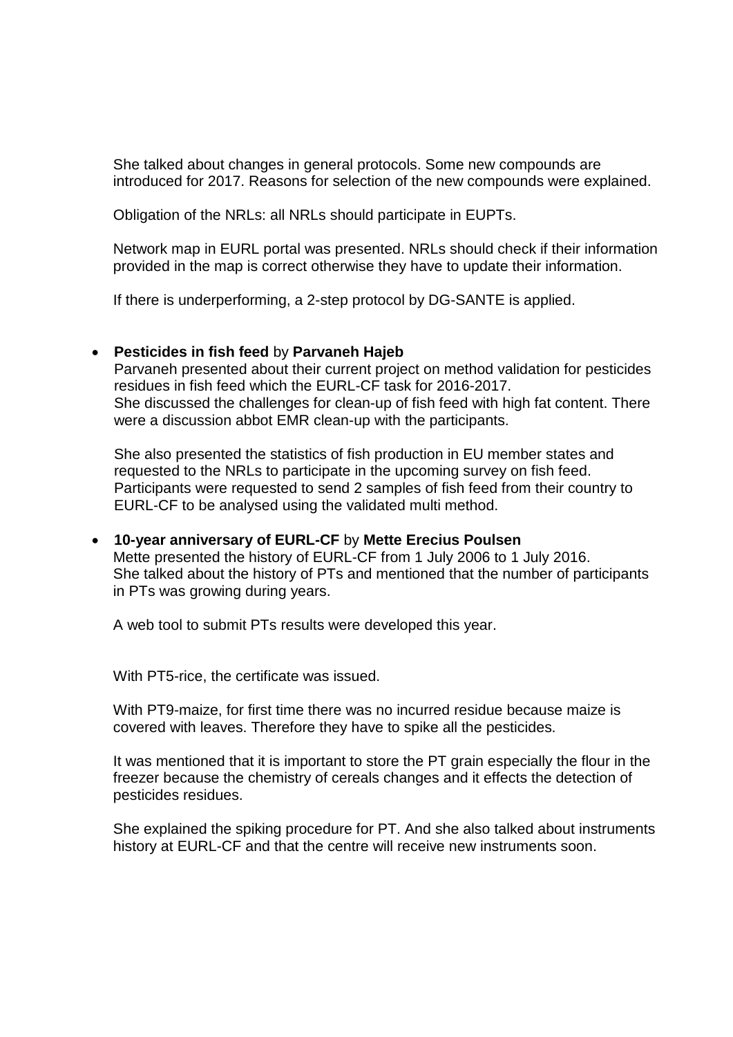She talked about changes in general protocols. Some new compounds are introduced for 2017. Reasons for selection of the new compounds were explained.

Obligation of the NRLs: all NRLs should participate in EUPTs.

Network map in EURL portal was presented. NRLs should check if their information provided in the map is correct otherwise they have to update their information.

If there is underperforming, a 2-step protocol by DG-SANTE is applied.

- **Pesticides in fish feed** by **Parvaneh Hajeb**
  Parvaneh presented about their current project on method validation for pesticides residues in fish feed which the EURL-CF task for 2016-2017.
  She discussed the challenges for clean-up of fish feed with high fat content. There were a discussion abbot EMR clean-up with the participants.

  She also presented the statistics of fish production in EU member states and requested to the NRLs to participate in the upcoming survey on fish feed. Participants were requested to send 2 samples of fish feed from their country to EURL-CF to be analysed using the validated multi method.

- **10-year anniversary of EURL-CF** by **Mette Erecius Poulsen**
  Mette presented the history of EURL-CF from 1 July 2006 to 1 July 2016.
  She talked about the history of PTs and mentioned that the number of participants in PTs was growing during years.

  A web tool to submit PTs results were developed this year.

  With PT5-rice, the certificate was issued.

  With PT9-maize, for first time there was no incurred residue because maize is covered with leaves. Therefore they have to spike all the pesticides.

  It was mentioned that it is important to store the PT grain especially the flour in the freezer because the chemistry of cereals changes and it effects the detection of pesticides residues.

  She explained the spiking procedure for PT. And she also talked about instruments history at EURL-CF and that the centre will receive new instruments soon.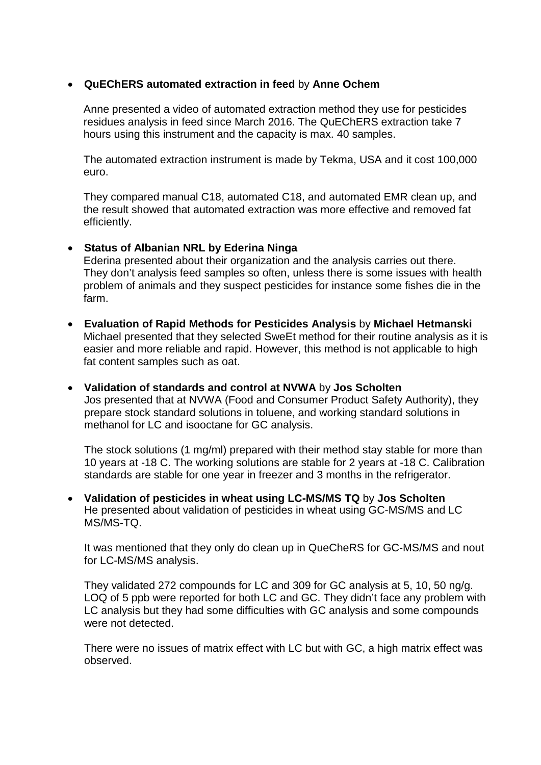- **QuEChERS automated extraction in feed** by **Anne Ochem**

  Anne presented a video of automated extraction method they use for pesticides residues analysis in feed since March 2016. The QuEChERS extraction take 7 hours using this instrument and the capacity is max. 40 samples.

  The automated extraction instrument is made by Tekma, USA and it cost 100,000 euro.

  They compared manual C18, automated C18, and automated EMR clean up, and the result showed that automated extraction was more effective and removed fat efficiently.

- **Status of Albanian NRL by Ederina Ninga**
  Ederina presented about their organization and the analysis carries out there. They don't analysis feed samples so often, unless there is some issues with health problem of animals and they suspect pesticides for instance some fishes die in the farm.

- **Evaluation of Rapid Methods for Pesticides Analysis** by **Michael Hetmanski**
  Michael presented that they selected SweEt method for their routine analysis as it is easier and more reliable and rapid. However, this method is not applicable to high fat content samples such as oat.

- **Validation of standards and control at NVWA** by **Jos Scholten**
  Jos presented that at NVWA (Food and Consumer Product Safety Authority), they prepare stock standard solutions in toluene, and working standard solutions in methanol for LC and isooctane for GC analysis.

  The stock solutions (1 mg/ml) prepared with their method stay stable for more than 10 years at -18 C. The working solutions are stable for 2 years at -18 C. Calibration standards are stable for one year in freezer and 3 months in the refrigerator.

- **Validation of pesticides in wheat using LC-MS/MS TQ** by **Jos Scholten**
  He presented about validation of pesticides in wheat using GC-MS/MS and LC MS/MS-TQ.

  It was mentioned that they only do clean up in QueCheRS for GC-MS/MS and nout for LC-MS/MS analysis.

  They validated 272 compounds for LC and 309 for GC analysis at 5, 10, 50 ng/g. LOQ of 5 ppb were reported for both LC and GC. They didn't face any problem with LC analysis but they had some difficulties with GC analysis and some compounds were not detected.

  There were no issues of matrix effect with LC but with GC, a high matrix effect was observed.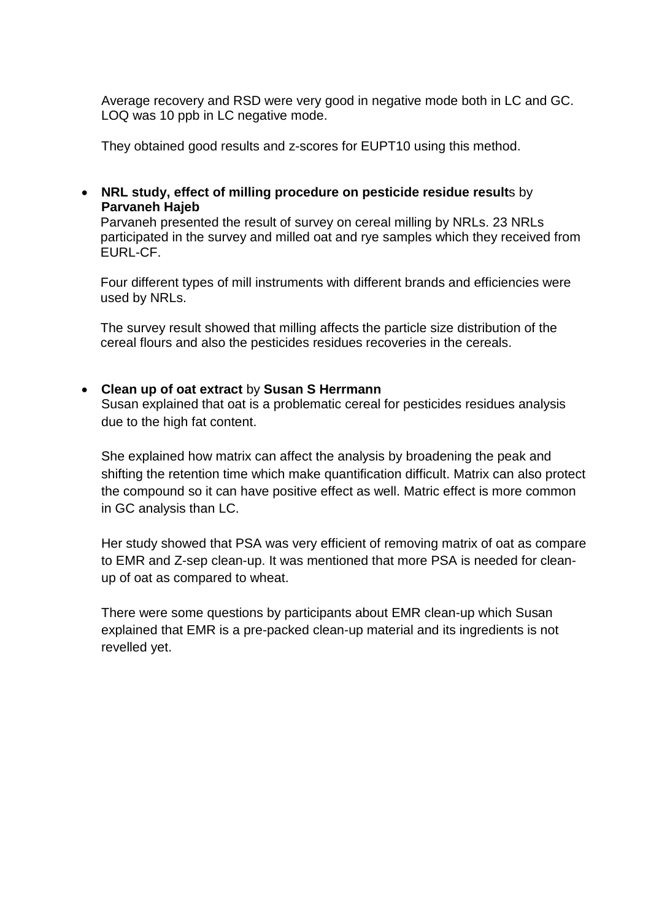Average recovery and RSD were very good in negative mode both in LC and GC. LOQ was 10 ppb in LC negative mode.

They obtained good results and z-scores for EUPT10 using this method.

- **NRL study, effect of milling procedure on pesticide residue result**s by **Parvaneh Hajeb**

  Parvaneh presented the result of survey on cereal milling by NRLs. 23 NRLs participated in the survey and milled oat and rye samples which they received from EURL-CF.

  Four different types of mill instruments with different brands and efficiencies were used by NRLs.

  The survey result showed that milling affects the particle size distribution of the cereal flours and also the pesticides residues recoveries in the cereals.

- **Clean up of oat extract** by **Susan S Herrmann**

  Susan explained that oat is a problematic cereal for pesticides residues analysis due to the high fat content.

  She explained how matrix can affect the analysis by broadening the peak and shifting the retention time which make quantification difficult. Matrix can also protect the compound so it can have positive effect as well. Matric effect is more common in GC analysis than LC.

  Her study showed that PSA was very efficient of removing matrix of oat as compare to EMR and Z-sep clean-up. It was mentioned that more PSA is needed for clean-up of oat as compared to wheat.

  There were some questions by participants about EMR clean-up which Susan explained that EMR is a pre-packed clean-up material and its ingredients is not revelled yet.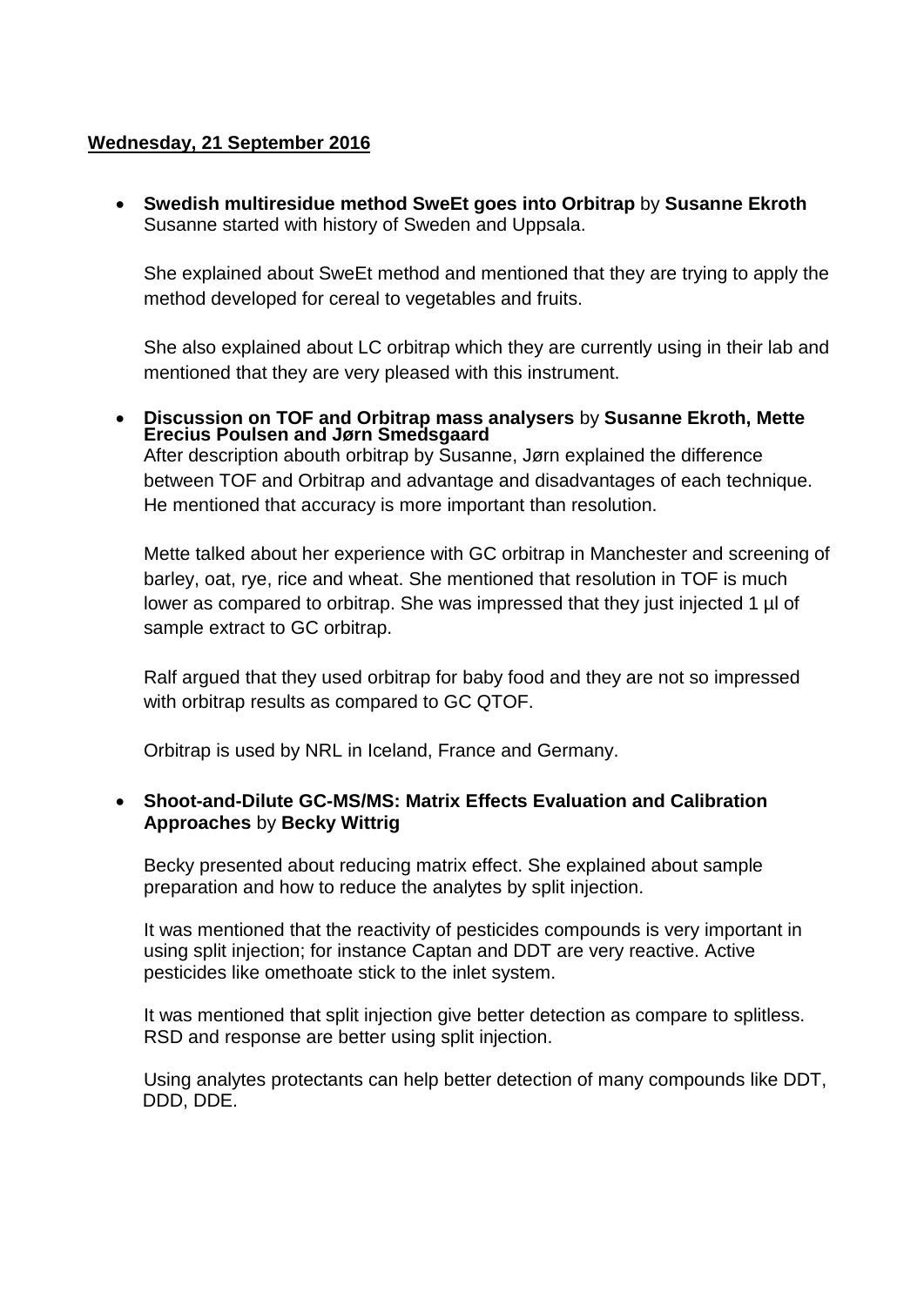**Wednesday, 21 September 2016**

- **Swedish multiresidue method SweEt goes into Orbitrap** by **Susanne Ekroth**
  Susanne started with history of Sweden and Uppsala.

  She explained about SweEt method and mentioned that they are trying to apply the method developed for cereal to vegetables and fruits.

  She also explained about LC orbitrap which they are currently using in their lab and mentioned that they are very pleased with this instrument.

- **Discussion on TOF and Orbitrap mass analysers** by **Susanne Ekroth, Mette Erecius Poulsen and Jørn Smedsgaard**
  After description abouth orbitrap by Susanne, Jørn explained the difference between TOF and Orbitrap and advantage and disadvantages of each technique. He mentioned that accuracy is more important than resolution.

  Mette talked about her experience with GC orbitrap in Manchester and screening of barley, oat, rye, rice and wheat. She mentioned that resolution in TOF is much lower as compared to orbitrap. She was impressed that they just injected 1 µl of sample extract to GC orbitrap.

  Ralf argued that they used orbitrap for baby food and they are not so impressed with orbitrap results as compared to GC QTOF.

  Orbitrap is used by NRL in Iceland, France and Germany.

- **Shoot-and-Dilute GC-MS/MS: Matrix Effects Evaluation and Calibration Approaches** by **Becky Wittrig**

  Becky presented about reducing matrix effect. She explained about sample preparation and how to reduce the analytes by split injection.

  It was mentioned that the reactivity of pesticides compounds is very important in using split injection; for instance Captan and DDT are very reactive. Active pesticides like omethoate stick to the inlet system.

  It was mentioned that split injection give better detection as compare to splitless. RSD and response are better using split injection.

  Using analytes protectants can help better detection of many compounds like DDT, DDD, DDE.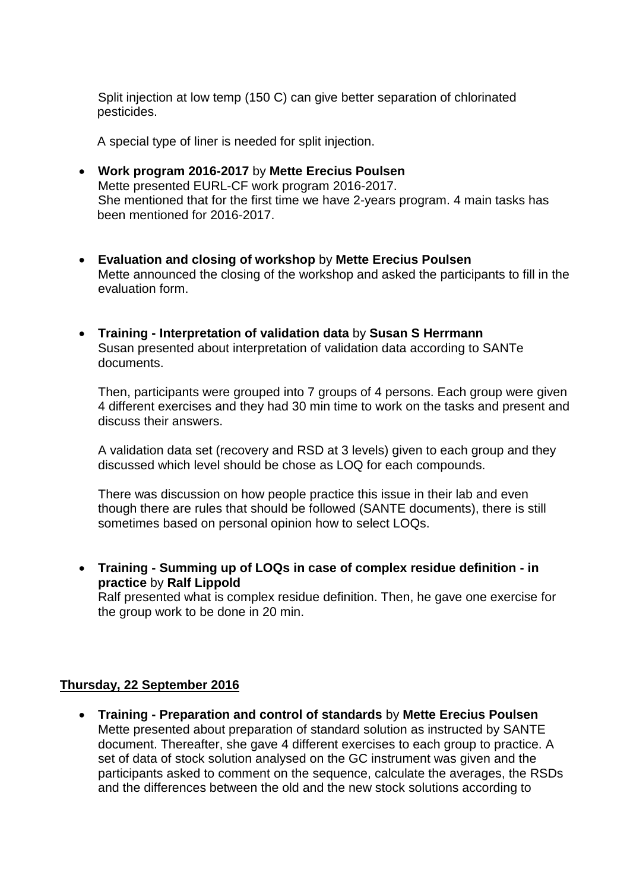Split injection at low temp (150 C) can give better separation of chlorinated pesticides.

A special type of liner is needed for split injection.

- **Work program 2016-2017** by **Mette Erecius Poulsen**
  Mette presented EURL-CF work program 2016-2017.
  She mentioned that for the first time we have 2-years program. 4 main tasks has been mentioned for 2016-2017.

- **Evaluation and closing of workshop** by **Mette Erecius Poulsen**
  Mette announced the closing of the workshop and asked the participants to fill in the evaluation form.

- **Training - Interpretation of validation data** by **Susan S Herrmann**
  Susan presented about interpretation of validation data according to SANTe documents.

  Then, participants were grouped into 7 groups of 4 persons. Each group were given 4 different exercises and they had 30 min time to work on the tasks and present and discuss their answers.

  A validation data set (recovery and RSD at 3 levels) given to each group and they discussed which level should be chose as LOQ for each compounds.

  There was discussion on how people practice this issue in their lab and even though there are rules that should be followed (SANTE documents), there is still sometimes based on personal opinion how to select LOQs.

- **Training - Summing up of LOQs in case of complex residue definition - in practice** by **Ralf Lippold**
  Ralf presented what is complex residue definition. Then, he gave one exercise for the group work to be done in 20 min.

**Thursday, 22 September 2016**

- **Training - Preparation and control of standards** by **Mette Erecius Poulsen**
  Mette presented about preparation of standard solution as instructed by SANTE document. Thereafter, she gave 4 different exercises to each group to practice. A set of data of stock solution analysed on the GC instrument was given and the participants asked to comment on the sequence, calculate the averages, the RSDs and the differences between the old and the new stock solutions according to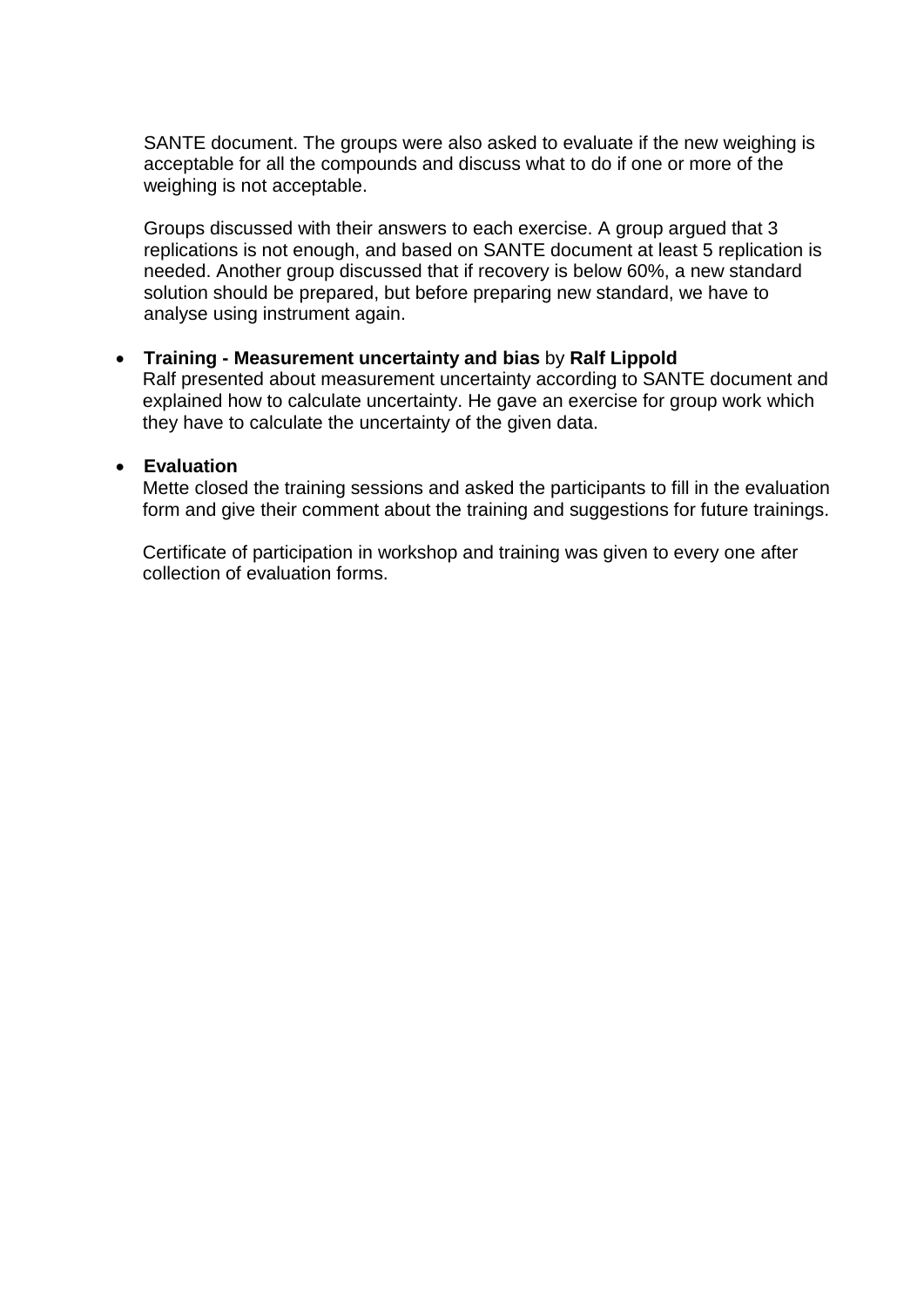SANTE document. The groups were also asked to evaluate if the new weighing is acceptable for all the compounds and discuss what to do if one or more of the weighing is not acceptable.

Groups discussed with their answers to each exercise. A group argued that 3 replications is not enough, and based on SANTE document at least 5 replication is needed. Another group discussed that if recovery is below 60%, a new standard solution should be prepared, but before preparing new standard, we have to analyse using instrument again.

- **Training - Measurement uncertainty and bias** by **Ralf Lippold**
  Ralf presented about measurement uncertainty according to SANTE document and explained how to calculate uncertainty. He gave an exercise for group work which they have to calculate the uncertainty of the given data.

- **Evaluation**
  Mette closed the training sessions and asked the participants to fill in the evaluation form and give their comment about the training and suggestions for future trainings.

  Certificate of participation in workshop and training was given to every one after collection of evaluation forms.